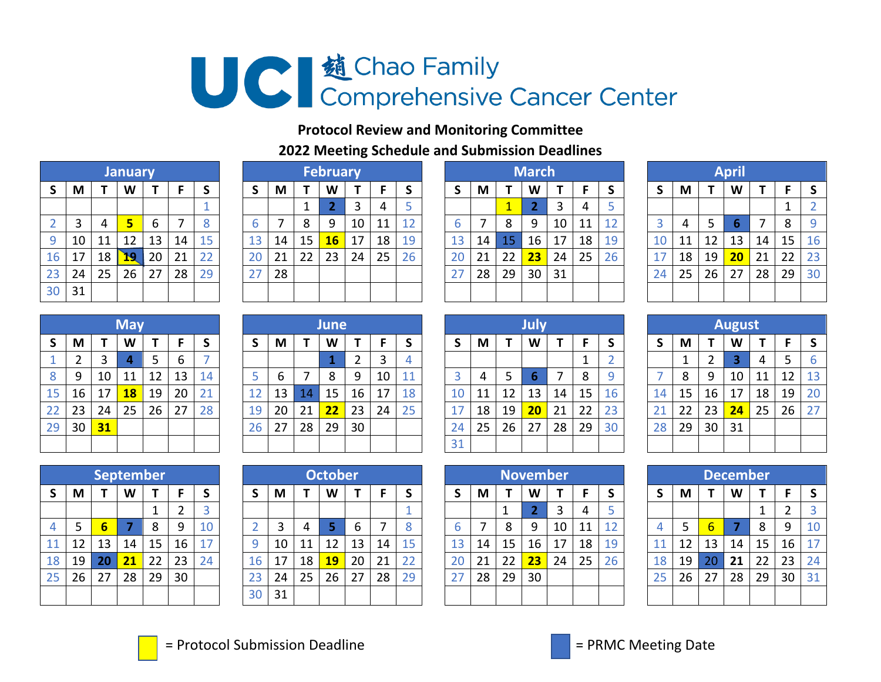# UCI Chao Family Comprehensive Cancer Center

**Protocol Review and Monitoring Committee**
**2022 Meeting Schedule and Submission Deadlines**

**January**

| S | M | T | W | T | F | S |
|---|---|---|---|---|---|---|
| | | | | | | 1 |
| 2 | 3 | 4 | 5 | 6 | 7 | 8 |
| 9 | 10 | 11 | 12 | 13 | 14 | 15 |
| 16 | 17 | 18 | 19 | 20 | 21 | 22 |
| 23 | 24 | 25 | 26 | 27 | 28 | 29 |
| 30 | 31 | | | | | |

**February**

| S | M | T | W | T | F | S |
|---|---|---|---|---|---|---|
| | | 1 | 2 | 3 | 4 | 5 |
| 6 | 7 | 8 | 9 | 10 | 11 | 12 |
| 13 | 14 | 15 | 16 | 17 | 18 | 19 |
| 20 | 21 | 22 | 23 | 24 | 25 | 26 |
| 27 | 28 | | | | | |

**March**

| S | M | T | W | T | F | S |
|---|---|---|---|---|---|---|
| | | 1 | 2 | 3 | 4 | 5 |
| 6 | 7 | 8 | 9 | 10 | 11 | 12 |
| 13 | 14 | 15 | 16 | 17 | 18 | 19 |
| 20 | 21 | 22 | 23 | 24 | 25 | 26 |
| 27 | 28 | 29 | 30 | 31 | | |

**April**

| S | M | T | W | T | F | S |
|---|---|---|---|---|---|---|
| | | | | | 1 | 2 |
| 3 | 4 | 5 | 6 | 7 | 8 | 9 |
| 10 | 11 | 12 | 13 | 14 | 15 | 16 |
| 17 | 18 | 19 | 20 | 21 | 22 | 23 |
| 24 | 25 | 26 | 27 | 28 | 29 | 30 |

**May**

| S | M | T | W | T | F | S |
|---|---|---|---|---|---|---|
| 1 | 2 | 3 | 4 | 5 | 6 | 7 |
| 8 | 9 | 10 | 11 | 12 | 13 | 14 |
| 15 | 16 | 17 | 18 | 19 | 20 | 21 |
| 22 | 23 | 24 | 25 | 26 | 27 | 28 |
| 29 | 30 | 31 | | | | |

**June**

| S | M | T | W | T | F | S |
|---|---|---|---|---|---|---|
| | | | 1 | 2 | 3 | 4 |
| 5 | 6 | 7 | 8 | 9 | 10 | 11 |
| 12 | 13 | 14 | 15 | 16 | 17 | 18 |
| 19 | 20 | 21 | 22 | 23 | 24 | 25 |
| 26 | 27 | 28 | 29 | 30 | | |

**July**

| S | M | T | W | T | F | S |
|---|---|---|---|---|---|---|
| | | | | | 1 | 2 |
| 3 | 4 | 5 | 6 | 7 | 8 | 9 |
| 10 | 11 | 12 | 13 | 14 | 15 | 16 |
| 17 | 18 | 19 | 20 | 21 | 22 | 23 |
| 24 | 25 | 26 | 27 | 28 | 29 | 30 |
| 31 | | | | | | |

**August**

| S | M | T | W | T | F | S |
|---|---|---|---|---|---|---|
| | 1 | 2 | 3 | 4 | 5 | 6 |
| 7 | 8 | 9 | 10 | 11 | 12 | 13 |
| 14 | 15 | 16 | 17 | 18 | 19 | 20 |
| 21 | 22 | 23 | 24 | 25 | 26 | 27 |
| 28 | 29 | 30 | 31 | | | |

**September**

| S | M | T | W | T | F | S |
|---|---|---|---|---|---|---|
| | | | | 1 | 2 | 3 |
| 4 | 5 | 6 | 7 | 8 | 9 | 10 |
| 11 | 12 | 13 | 14 | 15 | 16 | 17 |
| 18 | 19 | 20 | 21 | 22 | 23 | 24 |
| 25 | 26 | 27 | 28 | 29 | 30 | |

**October**

| S | M | T | W | T | F | S |
|---|---|---|---|---|---|---|
| | | | | | | 1 |
| 2 | 3 | 4 | 5 | 6 | 7 | 8 |
| 9 | 10 | 11 | 12 | 13 | 14 | 15 |
| 16 | 17 | 18 | 19 | 20 | 21 | 22 |
| 23 | 24 | 25 | 26 | 27 | 28 | 29 |
| 30 | 31 | | | | | |

**November**

| S | M | T | W | T | F | S |
|---|---|---|---|---|---|---|
| | | 1 | 2 | 3 | 4 | 5 |
| 6 | 7 | 8 | 9 | 10 | 11 | 12 |
| 13 | 14 | 15 | 16 | 17 | 18 | 19 |
| 20 | 21 | 22 | 23 | 24 | 25 | 26 |
| 27 | 28 | 29 | 30 | | | |

**December**

| S | M | T | W | T | F | S |
|---|---|---|---|---|---|---|
| | | | | 1 | 2 | 3 |
| 4 | 5 | 6 | 7 | 8 | 9 | 10 |
| 11 | 12 | 13 | 14 | 15 | 16 | 17 |
| 18 | 19 | 20 | 21 | 22 | 23 | 24 |
| 25 | 26 | 27 | 28 | 29 | 30 | 31 |

= Protocol Submission Deadline (yellow): January 5, 19; February 16; March 1, 23; April 20; May 18, 31; June 22; July 20; August 24; September 6, 21; October 19; November 23; December 6

= PRMC Meeting Date (blue): January 19; February 2; March 2, 15; April 6; May 4; June 1, 14; July 6; August 3; September 7, 20; October 5; November 2; December 7, 20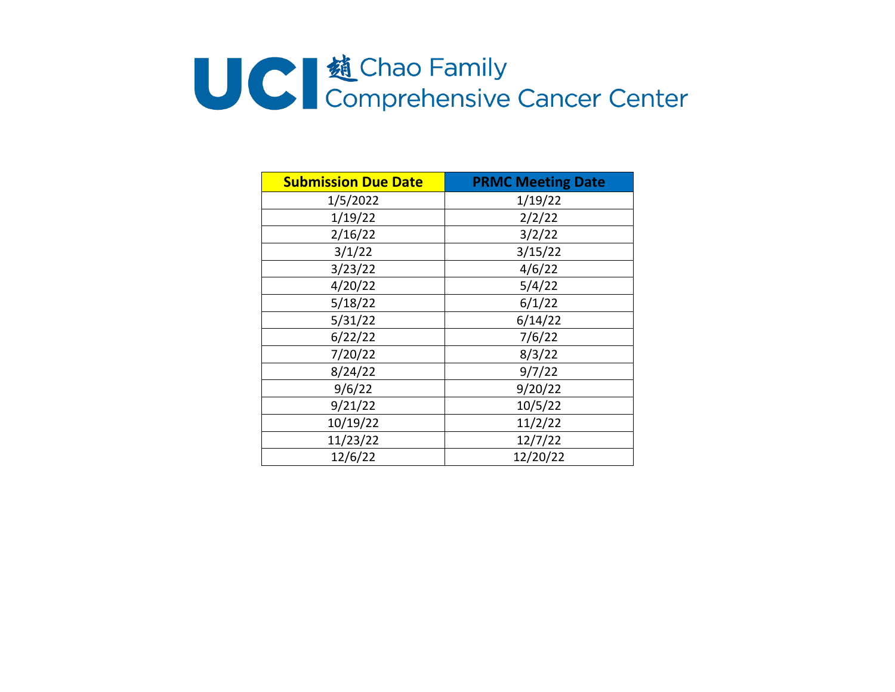UCI 趙 Chao Family Comprehensive Cancer Center

| Submission Due Date | PRMC Meeting Date |
|---|---|
| 1/5/2022 | 1/19/22 |
| 1/19/22 | 2/2/22 |
| 2/16/22 | 3/2/22 |
| 3/1/22 | 3/15/22 |
| 3/23/22 | 4/6/22 |
| 4/20/22 | 5/4/22 |
| 5/18/22 | 6/1/22 |
| 5/31/22 | 6/14/22 |
| 6/22/22 | 7/6/22 |
| 7/20/22 | 8/3/22 |
| 8/24/22 | 9/7/22 |
| 9/6/22 | 9/20/22 |
| 9/21/22 | 10/5/22 |
| 10/19/22 | 11/2/22 |
| 11/23/22 | 12/7/22 |
| 12/6/22 | 12/20/22 |